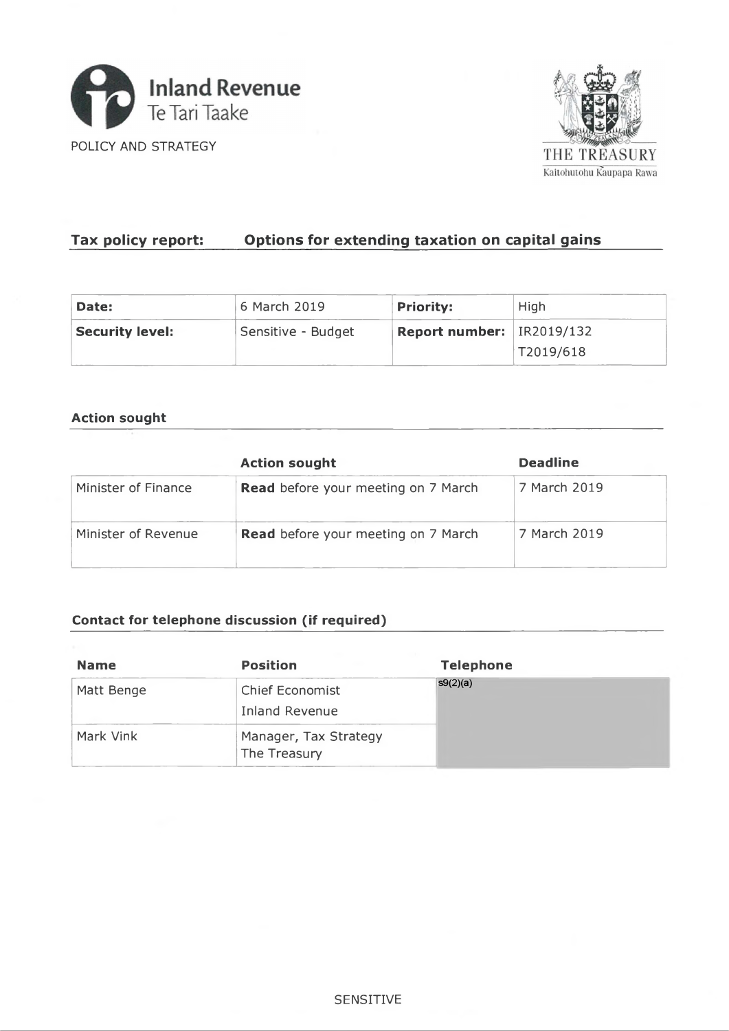Inland Revenue
Te Tari Taake

POLICY AND STRATEGY

THE TREASURY
Kaitohutohu Kaupapa Rawa

## Tax policy report: Options for extending taxation on capital gains

| **Date:** | 6 March 2019 | **Priority:** | High |
|---|---|---|---|
| **Security level:** | Sensitive - Budget | **Report number:** | IR2019/132<br>T2019/618 |

### Action sought

| | **Action sought** | **Deadline** |
|---|---|---|
| Minister of Finance | **Read** before your meeting on 7 March | 7 March 2019 |
| Minister of Revenue | **Read** before your meeting on 7 March | 7 March 2019 |

### Contact for telephone discussion (if required)

| **Name** | **Position** | **Telephone** |
|---|---|---|
| Matt Benge | Chief Economist<br>Inland Revenue | s9(2)(a) |
| Mark Vink | Manager, Tax Strategy<br>The Treasury | |

SENSITIVE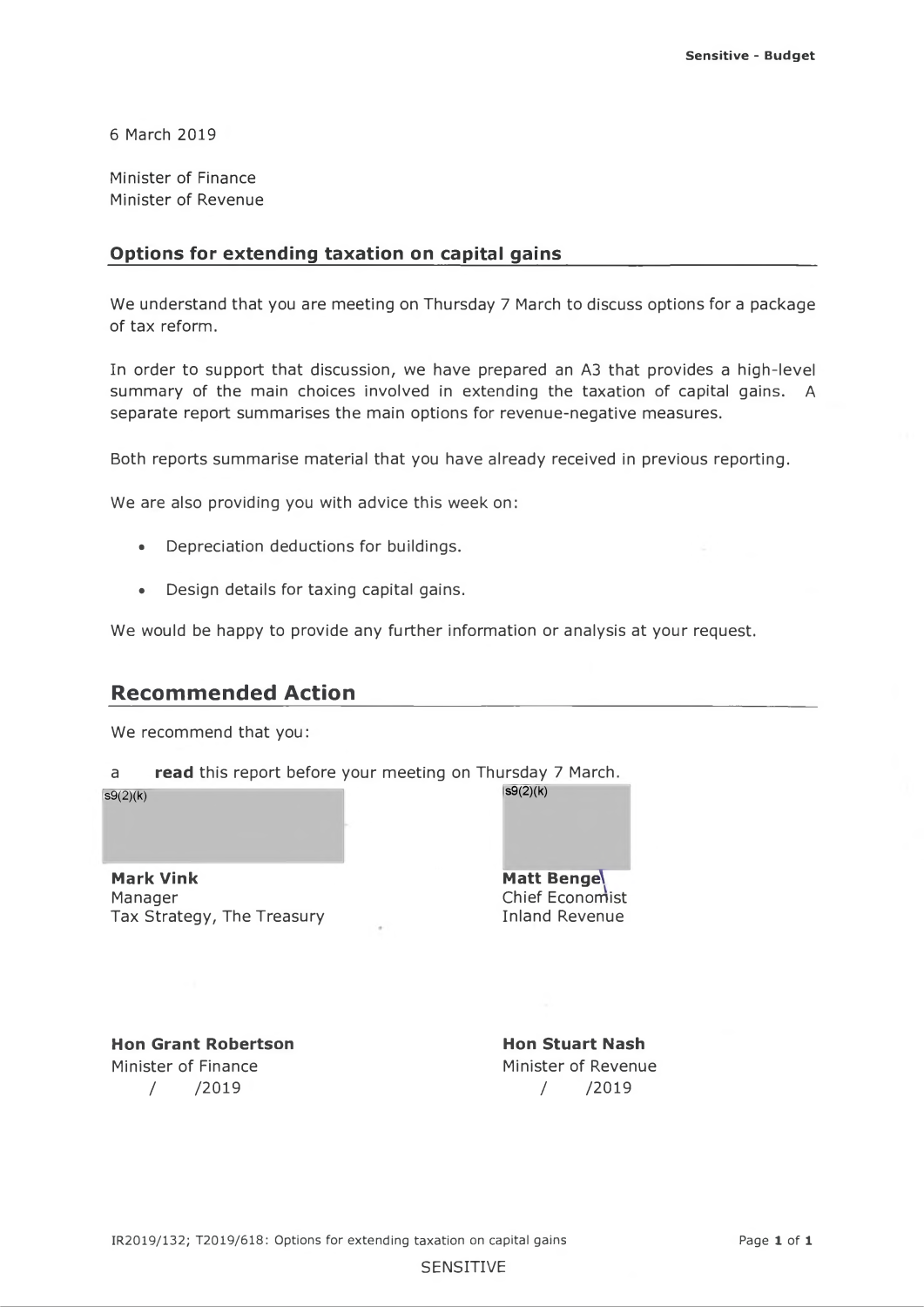**Sensitive - Budget**

6 March 2019

Minister of Finance
Minister of Revenue

## Options for extending taxation on capital gains

We understand that you are meeting on Thursday 7 March to discuss options for a package of tax reform.

In order to support that discussion, we have prepared an A3 that provides a high-level summary of the main choices involved in extending the taxation of capital gains. A separate report summarises the main options for revenue-negative measures.

Both reports summarise material that you have already received in previous reporting.

We are also providing you with advice this week on:

- Depreciation deductions for buildings.
- Design details for taxing capital gains.

We would be happy to provide any further information or analysis at your request.

## Recommended Action

We recommend that you:

a **read** this report before your meeting on Thursday 7 March.

s9(2)(k)

**Mark Vink**
Manager
Tax Strategy, The Treasury

s9(2)(k)

**Matt Benge**
Chief Economist
Inland Revenue

**Hon Grant Robertson**
Minister of Finance
/ /2019

**Hon Stuart Nash**
Minister of Revenue
/ /2019

SENSITIVE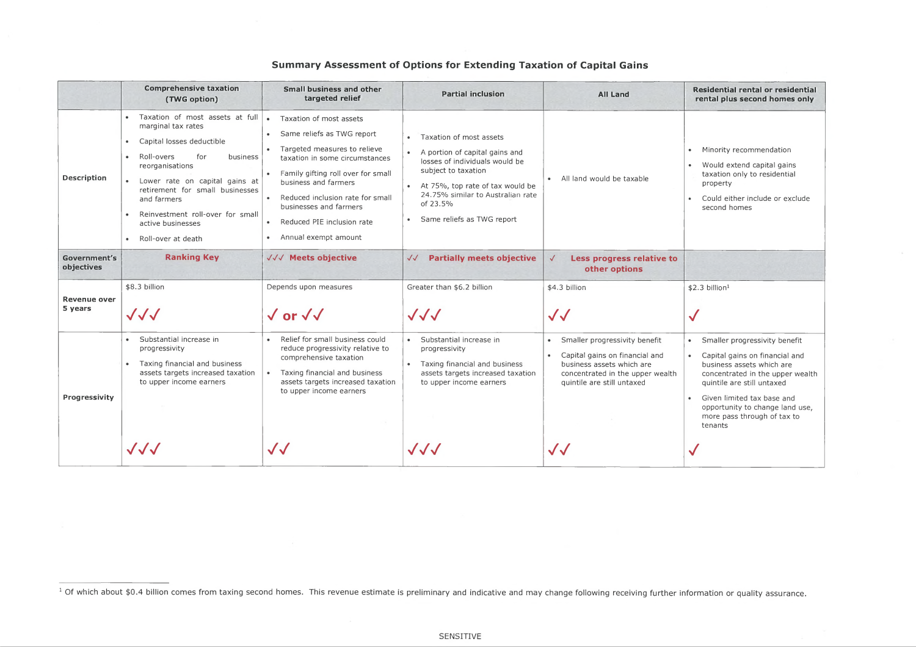## Summary Assessment of Options for Extending Taxation of Capital Gains

| | Comprehensive taxation (TWG option) | Small business and other targeted relief | Partial inclusion | All Land | Residential rental or residential rental plus second homes only |
|---|---|---|---|---|---|
| **Description** | • Taxation of most assets at full marginal tax rates<br>• Capital losses deductible<br>• Roll-overs for business reorganisations<br>• Lower rate on capital gains at retirement for small businesses and farmers<br>• Reinvestment roll-over for small active businesses<br>• Roll-over at death | • Taxation of most assets<br>• Same reliefs as TWG report<br>• Targeted measures to relieve taxation in some circumstances<br>• Family gifting roll over for small business and farmers<br>• Reduced inclusion rate for small businesses and farmers<br>• Reduced PIE inclusion rate<br>• Annual exempt amount | • Taxation of most assets<br>• A portion of capital gains and losses of individuals would be subject to taxation<br>• At 75%, top rate of tax would be 24.75% similar to Australian rate of 23.5%<br>• Same reliefs as TWG report | • All land would be taxable | • Minority recommendation<br>• Would extend capital gains taxation only to residential property<br>• Could either include or exclude second homes |
| **Government's objectives** | **Ranking Key** | ✓✓✓ **Meets objective** | ✓✓ **Partially meets objective** | ✓ **Less progress relative to other options** | |
| **Revenue over 5 years** | $8.3 billion<br>✓✓✓ | Depends upon measures<br>✓ or ✓✓ | Greater than $6.2 billion<br>✓✓✓ | $4.3 billion<br>✓✓ | $2.3 billion[1]<br>✓ |
| **Progressivity** | • Substantial increase in progressivity<br>• Taxing financial and business assets targets increased taxation to upper income earners<br>✓✓✓ | • Relief for small business could reduce progressivity relative to comprehensive taxation<br>• Taxing financial and business assets targets increased taxation to upper income earners<br>✓✓ | • Substantial increase in progressivity<br>• Taxing financial and business assets targets increased taxation to upper income earners<br>✓✓✓ | • Smaller progressivity benefit<br>• Capital gains on financial and business assets which are concentrated in the upper wealth quintile are still untaxed<br>✓✓ | • Smaller progressivity benefit<br>• Capital gains on financial and business assets which are concentrated in the upper wealth quintile are still untaxed<br>• Given limited tax base and opportunity to change land use, more pass through of tax to tenants<br>✓ |

[1] Of which about $0.4 billion comes from taxing second homes. This revenue estimate is preliminary and indicative and may change following receiving further information or quality assurance.

SENSITIVE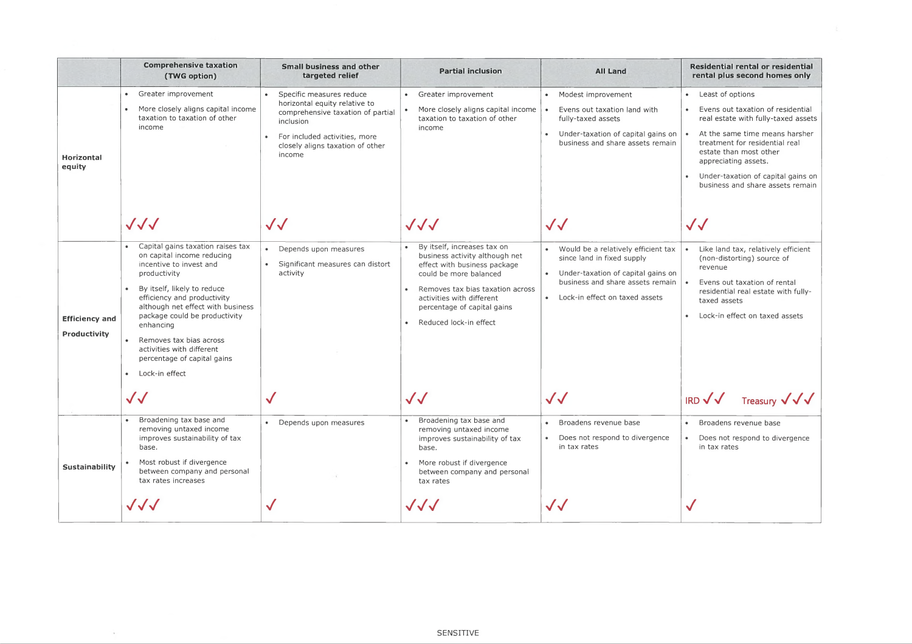| | Comprehensive taxation (TWG option) | Small business and other targeted relief | Partial inclusion | All Land | Residential rental or residential rental plus second homes only |
|---|---|---|---|---|---|
| **Horizontal equity** | • Greater improvement<br>• More closely aligns capital income taxation to taxation of other income<br>✓✓✓ | • Specific measures reduce horizontal equity relative to comprehensive taxation of partial inclusion<br>• For included activities, more closely aligns taxation of other income<br>✓✓ | • Greater improvement<br>• More closely aligns capital income taxation to taxation of other income<br>✓✓✓ | • Modest improvement<br>• Evens out taxation land with fully-taxed assets<br>• Under-taxation of capital gains on business and share assets remain<br>✓✓ | • Least of options<br>• Evens out taxation of residential real estate with fully-taxed assets<br>• At the same time means harsher treatment for residential real estate than most other appreciating assets.<br>• Under-taxation of capital gains on business and share assets remain<br>✓✓ |
| **Efficiency and Productivity** | • Capital gains taxation raises tax on capital income reducing incentive to invest and productivity<br>• By itself, likely to reduce efficiency and productivity although net effect with business package could be productivity enhancing<br>• Removes tax bias across activities with different percentage of capital gains<br>• Lock-in effect<br>✓✓ | • Depends upon measures<br>• Significant measures can distort activity<br>✓ | • By itself, increases tax on business activity although net effect with business package could be more balanced<br>• Removes tax bias taxation across activities with different percentage of capital gains<br>• Reduced lock-in effect<br>✓✓ | • Would be a relatively efficient tax since land in fixed supply<br>• Under-taxation of capital gains on business and share assets remain<br>• Lock-in effect on taxed assets<br>✓✓ | • Like land tax, relatively efficient (non-distorting) source of revenue<br>• Evens out taxation of rental residential real estate with fully-taxed assets<br>• Lock-in effect on taxed assets<br>IRD ✓✓ Treasury ✓✓✓ |
| **Sustainability** | • Broadening tax base and removing untaxed income improves sustainability of tax base.<br>• Most robust if divergence between company and personal tax rates increases<br>✓✓✓ | • Depends upon measures<br>✓ | • Broadening tax base and removing untaxed income improves sustainability of tax base.<br>• More robust if divergence between company and personal tax rates<br>✓✓✓ | • Broadens revenue base<br>• Does not respond to divergence in tax rates<br>✓✓ | • Broadens revenue base<br>• Does not respond to divergence in tax rates<br>✓ |

SENSITIVE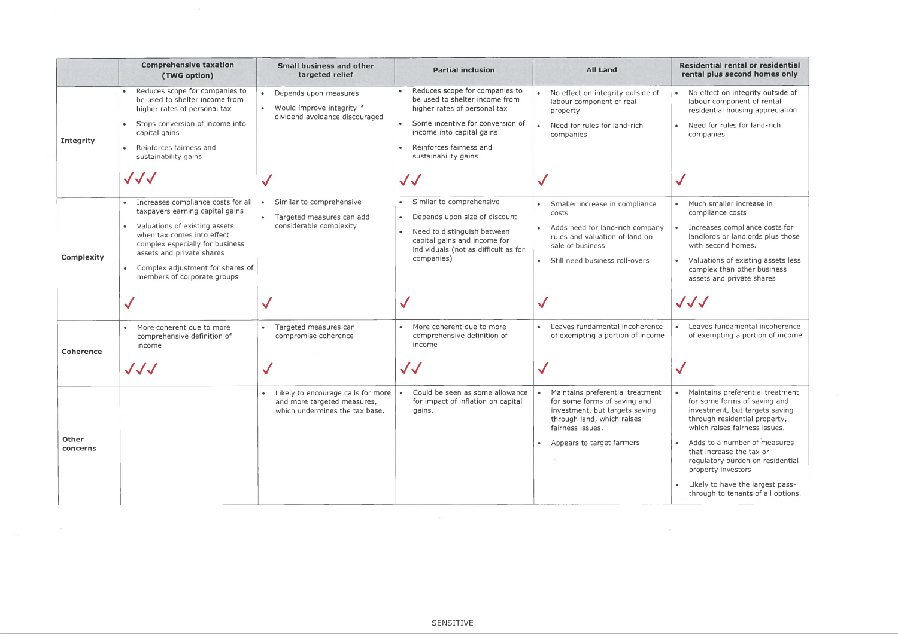| | Comprehensive taxation (TWG option) | Small business and other targeted relief | Partial inclusion | All Land | Residential rental or residential rental plus second homes only |
|---|---|---|---|---|---|
| **Integrity** | • Reduces scope for companies to be used to shelter income from higher rates of personal tax<br>• Stops conversion of income into capital gains<br>• Reinforces fairness and sustainability gains<br>✓✓✓ | • Depends upon measures<br>• Would improve integrity if dividend avoidance discouraged<br>✓ | • Reduces scope for companies to be used to shelter income from higher rates of personal tax<br>• Some incentive for conversion of income into capital gains<br>• Reinforces fairness and sustainability gains<br>✓✓ | • No effect on integrity outside of labour component of real property<br>• Need for rules for land-rich companies<br>✓ | • No effect on integrity outside of labour component of rental residential housing appreciation<br>• Need for rules for land-rich companies<br>✓ |
| **Complexity** | • Increases compliance costs for all taxpayers earning capital gains<br>• Valuations of existing assets when tax comes into effect complex especially for business assets and private shares<br>• Complex adjustment for shares of members of corporate groups<br>✓ | • Similar to comprehensive<br>• Targeted measures can add considerable complexity<br>✓ | • Similar to comprehensive<br>• Depends upon size of discount<br>• Need to distinguish between capital gains and income for individuals (not as difficult as for companies)<br>✓ | • Smaller increase in compliance costs<br>• Adds need for land-rich company rules and valuation of land on sale of business<br>• Still need business roll-overs<br>✓ | • Much smaller increase in compliance costs<br>• Increases compliance costs for landlords or landlords plus those with second homes.<br>• Valuations of existing assets less complex than other business assets and private shares<br>✓✓✓ |
| **Coherence** | • More coherent due to more comprehensive definition of income<br>✓✓✓ | • Targeted measures can compromise coherence<br>✓ | • More coherent due to more comprehensive definition of income<br>✓✓ | • Leaves fundamental incoherence of exempting a portion of income<br>✓ | • Leaves fundamental incoherence of exempting a portion of income<br>✓ |
| **Other concerns** | | • Likely to encourage calls for more and more targeted measures, which undermines the tax base. | • Could be seen as some allowance for impact of inflation on capital gains. | • Maintains preferential treatment for some forms of saving and investment, but targets saving through land, which raises fairness issues.<br>• Appears to target farmers | • Maintains preferential treatment for some forms of saving and investment, but targets saving through residential property, which raises fairness issues.<br>• Adds to a number of measures that increase the tax or regulatory burden on residential property investors<br>• Likely to have the largest pass-through to tenants of all options. |

SENSITIVE